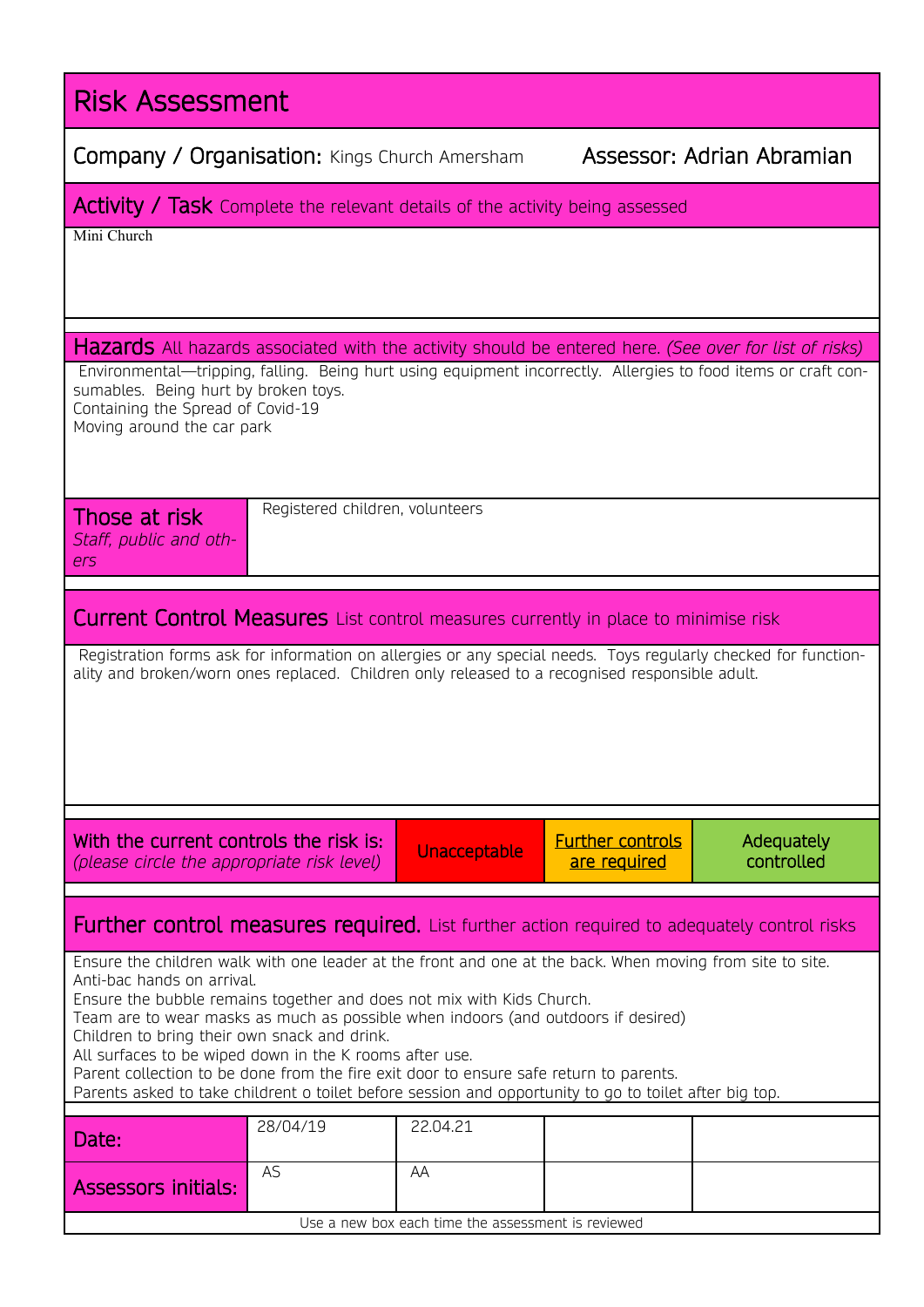# Risk Assessment

**Company / Organisation:** Kings Church Amersham **Assessor:** Adrian Abramian

## Activity / Task
Complete the relevant details of the activity being assessed

Mini Church

## Hazards
All hazards associated with the activity should be entered here. *(See over for list of risks)*

Environmental—tripping, falling. Being hurt using equipment incorrectly. Allergies to food items or craft consumables. Being hurt by broken toys.
Containing the Spread of Covid-19
Moving around the car park

## Those at risk
*Staff, public and others*

Registered children, volunteers

## Current Control Measures
List control measures currently in place to minimise risk

Registration forms ask for information on allergies or any special needs. Toys regularly checked for functionality and broken/worn ones replaced. Children only released to a recognised responsible adult.

| With the current controls the risk is: *(please circle the appropriate risk level)* | Unacceptable | Further controls are required | Adequately controlled |
|---|---|---|---|

## Further control measures required.
List further action required to adequately control risks

Ensure the children walk with one leader at the front and one at the back. When moving from site to site.
Anti-bac hands on arrival.
Ensure the bubble remains together and does not mix with Kids Church.
Team are to wear masks as much as possible when indoors (and outdoors if desired)
Children to bring their own snack and drink.
All surfaces to be wiped down in the K rooms after use.
Parent collection to be done from the fire exit door to ensure safe return to parents.
Parents asked to take childrent o toilet before session and opportunity to go to toilet after big top.

| Date: | 28/04/19 | 22.04.21 | | |
|---|---|---|---|---|
| Assessors initials: | AS | AA | | |

Use a new box each time the assessment is reviewed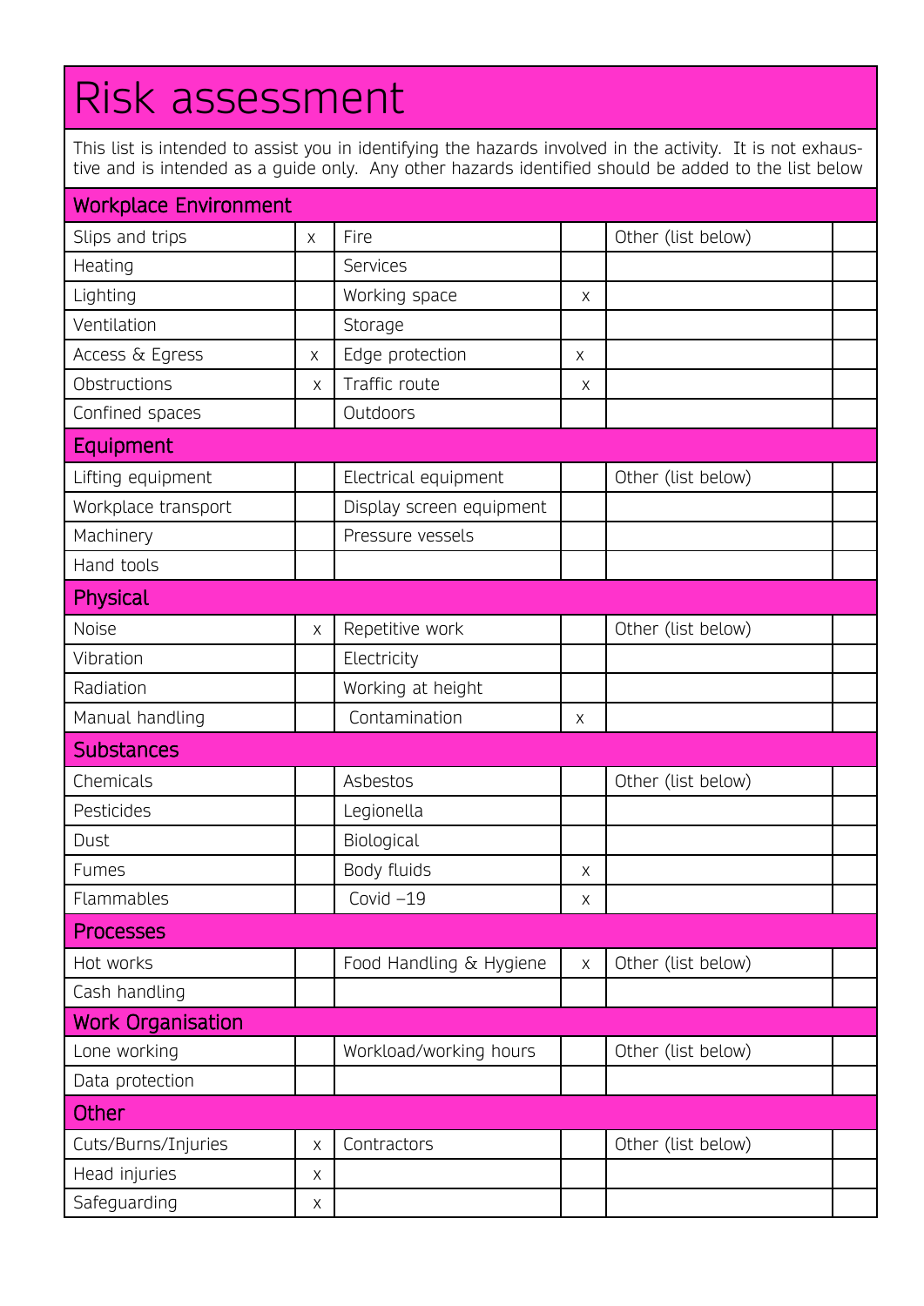# Risk assessment

This list is intended to assist you in identifying the hazards involved in the activity. It is not exhaustive and is intended as a guide only. Any other hazards identified should be added to the list below

| | | | | | |
|---|---|---|---|---|---|
| **Workplace Environment** | | | | | |
| Slips and trips | x | Fire | | Other (list below) | |
| Heating | | Services | | | |
| Lighting | | Working space | x | | |
| Ventilation | | Storage | | | |
| Access & Egress | x | Edge protection | x | | |
| Obstructions | x | Traffic route | x | | |
| Confined spaces | | Outdoors | | | |
| **Equipment** | | | | | |
| Lifting equipment | | Electrical equipment | | Other (list below) | |
| Workplace transport | | Display screen equipment | | | |
| Machinery | | Pressure vessels | | | |
| Hand tools | | | | | |
| **Physical** | | | | | |
| Noise | x | Repetitive work | | Other (list below) | |
| Vibration | | Electricity | | | |
| Radiation | | Working at height | | | |
| Manual handling | | Contamination | x | | |
| **Substances** | | | | | |
| Chemicals | | Asbestos | | Other (list below) | |
| Pesticides | | Legionella | | | |
| Dust | | Biological | | | |
| Fumes | | Body fluids | x | | |
| Flammables | | Covid –19 | x | | |
| **Processes** | | | | | |
| Hot works | | Food Handling & Hygiene | x | Other (list below) | |
| Cash handling | | | | | |
| **Work Organisation** | | | | | |
| Lone working | | Workload/working hours | | Other (list below) | |
| Data protection | | | | | |
| **Other** | | | | | |
| Cuts/Burns/Injuries | x | Contractors | | Other (list below) | |
| Head injuries | x | | | | |
| Safeguarding | x | | | | |